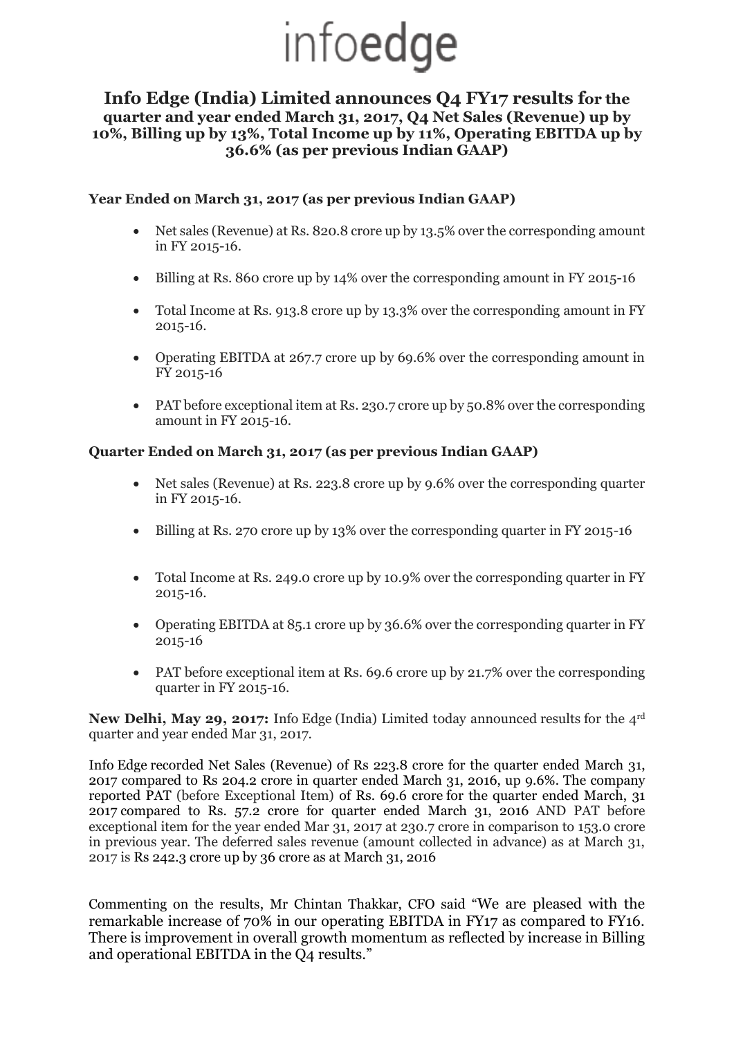# infoedge

## Info Edge (India) Limited announces Q4 FY17 results for the quarter and year ended March 31, 2017, Q4 Net Sales (Revenue) up by 10%, Billing up by 13%, Total Income up by 11%, Operating EBITDA up by 36.6% (as per previous Indian GAAP)

**Year Ended on March 31, 2017 (as per previous Indian GAAP)**

- Net sales (Revenue) at Rs. 820.8 crore up by 13.5% over the corresponding amount in FY 2015-16.
- Billing at Rs. 860 crore up by 14% over the corresponding amount in FY 2015-16
- Total Income at Rs. 913.8 crore up by 13.3% over the corresponding amount in FY 2015-16.
- Operating EBITDA at 267.7 crore up by 69.6% over the corresponding amount in FY 2015-16
- PAT before exceptional item at Rs. 230.7 crore up by 50.8% over the corresponding amount in FY 2015-16.

**Quarter Ended on March 31, 2017 (as per previous Indian GAAP)**

- Net sales (Revenue) at Rs. 223.8 crore up by 9.6% over the corresponding quarter in FY 2015-16.
- Billing at Rs. 270 crore up by 13% over the corresponding quarter in FY 2015-16
- Total Income at Rs. 249.0 crore up by 10.9% over the corresponding quarter in FY 2015-16.
- Operating EBITDA at 85.1 crore up by 36.6% over the corresponding quarter in FY 2015-16
- PAT before exceptional item at Rs. 69.6 crore up by 21.7% over the corresponding quarter in FY 2015-16.

**New Delhi, May 29, 2017:** Info Edge (India) Limited today announced results for the 4rd quarter and year ended Mar 31, 2017.

Info Edge recorded Net Sales (Revenue) of Rs 223.8 crore for the quarter ended March 31, 2017 compared to Rs 204.2 crore in quarter ended March 31, 2016, up 9.6%. The company reported PAT (before Exceptional Item) of Rs. 69.6 crore for the quarter ended March, 31 2017 compared to Rs. 57.2 crore for quarter ended March 31, 2016 AND PAT before exceptional item for the year ended Mar 31, 2017 at 230.7 crore in comparison to 153.0 crore in previous year. The deferred sales revenue (amount collected in advance) as at March 31, 2017 is Rs 242.3 crore up by 36 crore as at March 31, 2016

Commenting on the results, Mr Chintan Thakkar, CFO said "We are pleased with the remarkable increase of 70% in our operating EBITDA in FY17 as compared to FY16. There is improvement in overall growth momentum as reflected by increase in Billing and operational EBITDA in the Q4 results."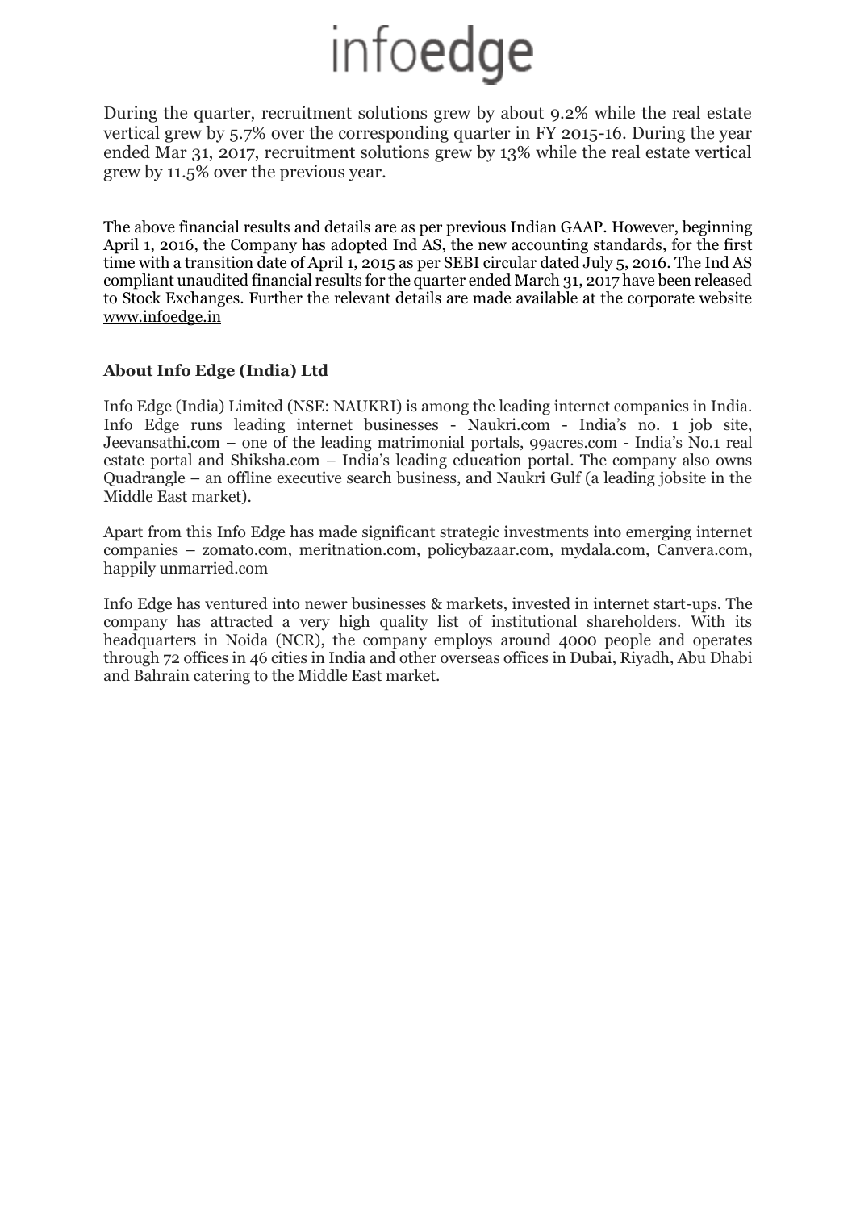During the quarter, recruitment solutions grew by about 9.2% while the real estate vertical grew by 5.7% over the corresponding quarter in FY 2015-16. During the year ended Mar 31, 2017, recruitment solutions grew by 13% while the real estate vertical grew by 11.5% over the previous year.

The above financial results and details are as per previous Indian GAAP. However, beginning April 1, 2016, the Company has adopted Ind AS, the new accounting standards, for the first time with a transition date of April 1, 2015 as per SEBI circular dated July 5, 2016. The Ind AS compliant unaudited financial results for the quarter ended March 31, 2017 have been released to Stock Exchanges. Further the relevant details are made available at the corporate website www.infoedge.in

**About Info Edge (India) Ltd**

Info Edge (India) Limited (NSE: NAUKRI) is among the leading internet companies in India. Info Edge runs leading internet businesses - Naukri.com - India's no. 1 job site, Jeevansathi.com – one of the leading matrimonial portals, 99acres.com - India's No.1 real estate portal and Shiksha.com – India's leading education portal. The company also owns Quadrangle – an offline executive search business, and Naukri Gulf (a leading jobsite in the Middle East market).

Apart from this Info Edge has made significant strategic investments into emerging internet companies – zomato.com, meritnation.com, policybazaar.com, mydala.com, Canvera.com, happily unmarried.com

Info Edge has ventured into newer businesses & markets, invested in internet start-ups. The company has attracted a very high quality list of institutional shareholders. With its headquarters in Noida (NCR), the company employs around 4000 people and operates through 72 offices in 46 cities in India and other overseas offices in Dubai, Riyadh, Abu Dhabi and Bahrain catering to the Middle East market.